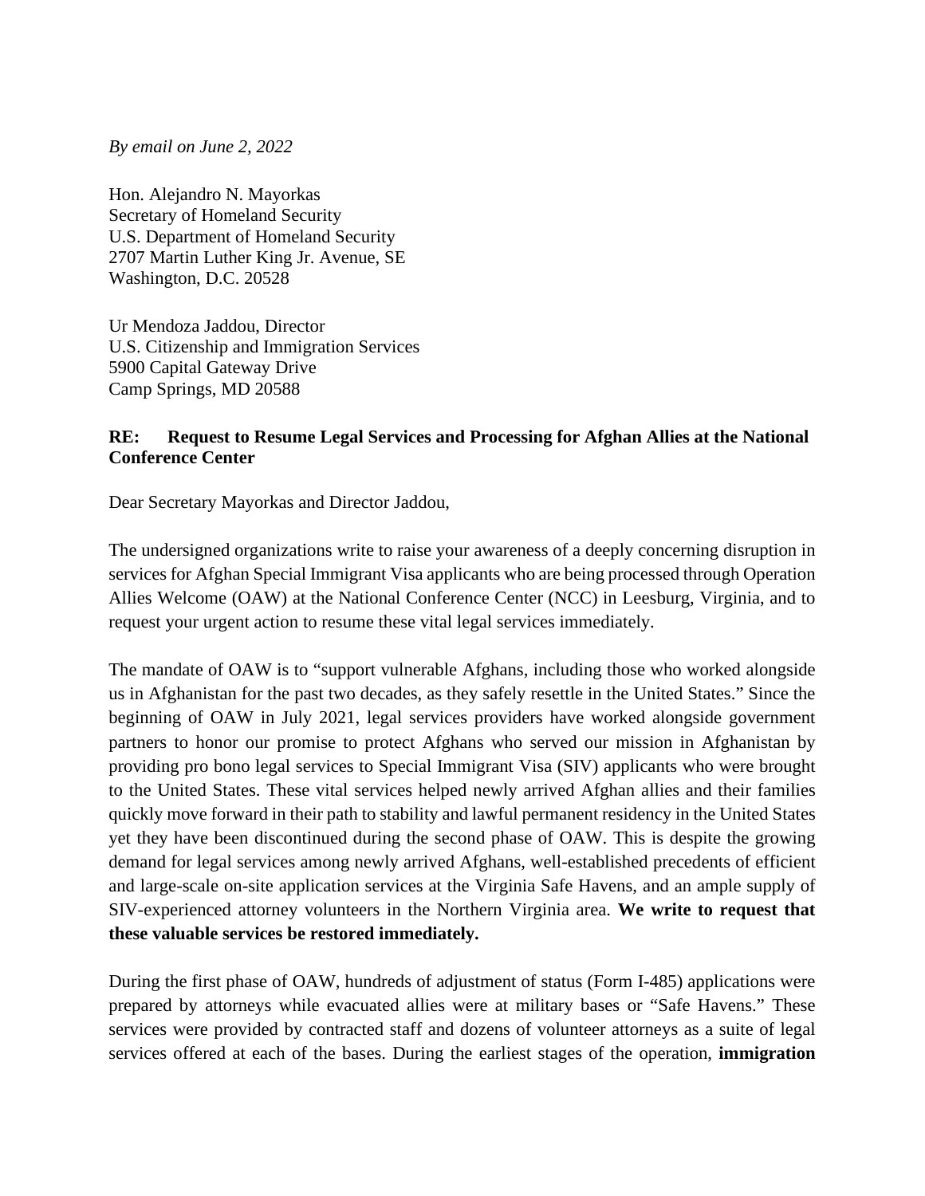*By email on June 2, 2022*

Hon. Alejandro N. Mayorkas
Secretary of Homeland Security
U.S. Department of Homeland Security
2707 Martin Luther King Jr. Avenue, SE
Washington, D.C. 20528

Ur Mendoza Jaddou, Director
U.S. Citizenship and Immigration Services
5900 Capital Gateway Drive
Camp Springs, MD 20588

**RE: Request to Resume Legal Services and Processing for Afghan Allies at the National Conference Center**

Dear Secretary Mayorkas and Director Jaddou,

The undersigned organizations write to raise your awareness of a deeply concerning disruption in services for Afghan Special Immigrant Visa applicants who are being processed through Operation Allies Welcome (OAW) at the National Conference Center (NCC) in Leesburg, Virginia, and to request your urgent action to resume these vital legal services immediately.

The mandate of OAW is to "support vulnerable Afghans, including those who worked alongside us in Afghanistan for the past two decades, as they safely resettle in the United States." Since the beginning of OAW in July 2021, legal services providers have worked alongside government partners to honor our promise to protect Afghans who served our mission in Afghanistan by providing pro bono legal services to Special Immigrant Visa (SIV) applicants who were brought to the United States. These vital services helped newly arrived Afghan allies and their families quickly move forward in their path to stability and lawful permanent residency in the United States yet they have been discontinued during the second phase of OAW. This is despite the growing demand for legal services among newly arrived Afghans, well-established precedents of efficient and large-scale on-site application services at the Virginia Safe Havens, and an ample supply of SIV-experienced attorney volunteers in the Northern Virginia area. **We write to request that these valuable services be restored immediately.**

During the first phase of OAW, hundreds of adjustment of status (Form I-485) applications were prepared by attorneys while evacuated allies were at military bases or "Safe Havens." These services were provided by contracted staff and dozens of volunteer attorneys as a suite of legal services offered at each of the bases. During the earliest stages of the operation, **immigration**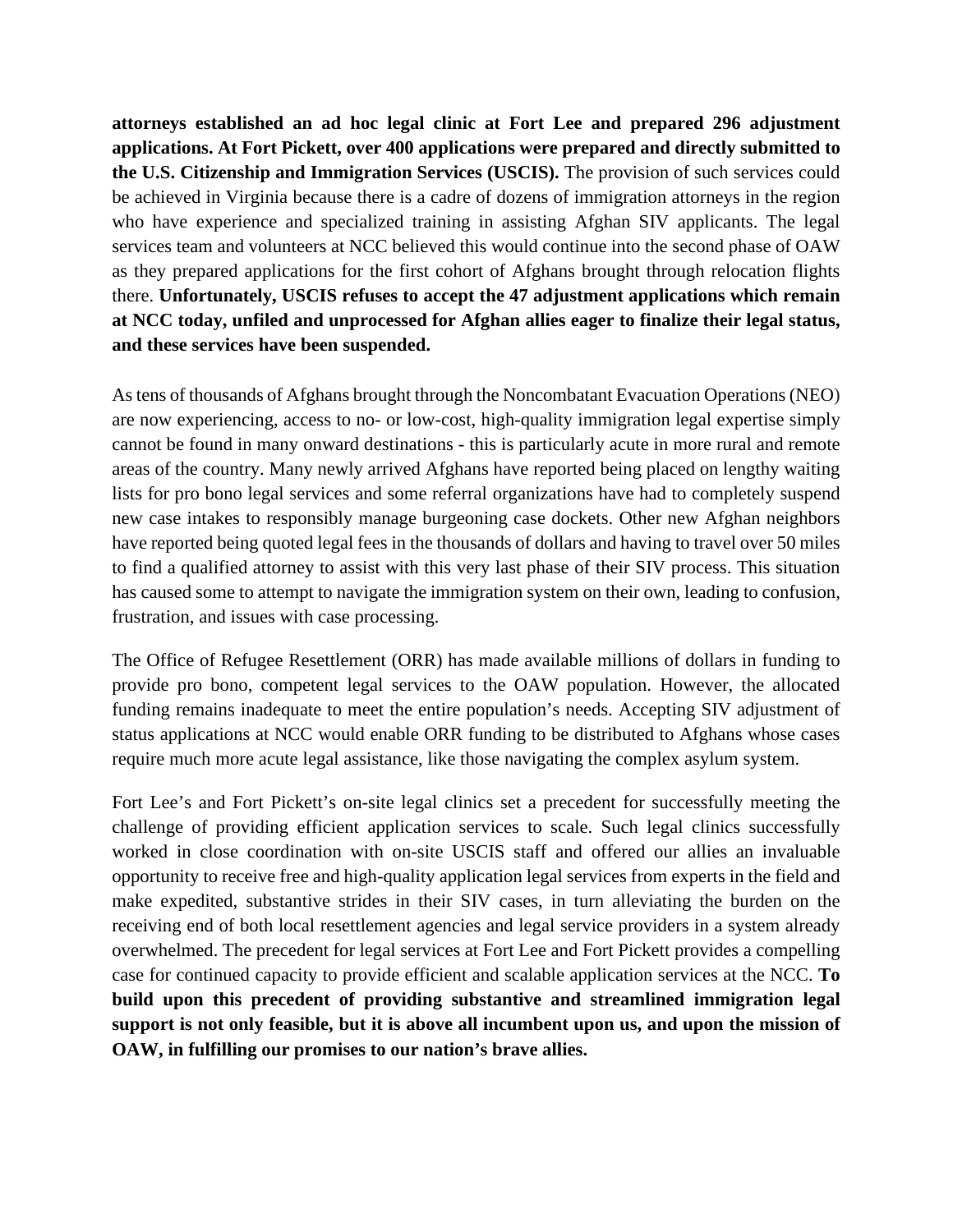**attorneys established an ad hoc legal clinic at Fort Lee and prepared 296 adjustment applications. At Fort Pickett, over 400 applications were prepared and directly submitted to the U.S. Citizenship and Immigration Services (USCIS).** The provision of such services could be achieved in Virginia because there is a cadre of dozens of immigration attorneys in the region who have experience and specialized training in assisting Afghan SIV applicants. The legal services team and volunteers at NCC believed this would continue into the second phase of OAW as they prepared applications for the first cohort of Afghans brought through relocation flights there. **Unfortunately, USCIS refuses to accept the 47 adjustment applications which remain at NCC today, unfiled and unprocessed for Afghan allies eager to finalize their legal status, and these services have been suspended.**

As tens of thousands of Afghans brought through the Noncombatant Evacuation Operations (NEO) are now experiencing, access to no- or low-cost, high-quality immigration legal expertise simply cannot be found in many onward destinations - this is particularly acute in more rural and remote areas of the country. Many newly arrived Afghans have reported being placed on lengthy waiting lists for pro bono legal services and some referral organizations have had to completely suspend new case intakes to responsibly manage burgeoning case dockets. Other new Afghan neighbors have reported being quoted legal fees in the thousands of dollars and having to travel over 50 miles to find a qualified attorney to assist with this very last phase of their SIV process. This situation has caused some to attempt to navigate the immigration system on their own, leading to confusion, frustration, and issues with case processing.

The Office of Refugee Resettlement (ORR) has made available millions of dollars in funding to provide pro bono, competent legal services to the OAW population. However, the allocated funding remains inadequate to meet the entire population's needs. Accepting SIV adjustment of status applications at NCC would enable ORR funding to be distributed to Afghans whose cases require much more acute legal assistance, like those navigating the complex asylum system.

Fort Lee's and Fort Pickett's on-site legal clinics set a precedent for successfully meeting the challenge of providing efficient application services to scale. Such legal clinics successfully worked in close coordination with on-site USCIS staff and offered our allies an invaluable opportunity to receive free and high-quality application legal services from experts in the field and make expedited, substantive strides in their SIV cases, in turn alleviating the burden on the receiving end of both local resettlement agencies and legal service providers in a system already overwhelmed. The precedent for legal services at Fort Lee and Fort Pickett provides a compelling case for continued capacity to provide efficient and scalable application services at the NCC. **To build upon this precedent of providing substantive and streamlined immigration legal support is not only feasible, but it is above all incumbent upon us, and upon the mission of OAW, in fulfilling our promises to our nation's brave allies.**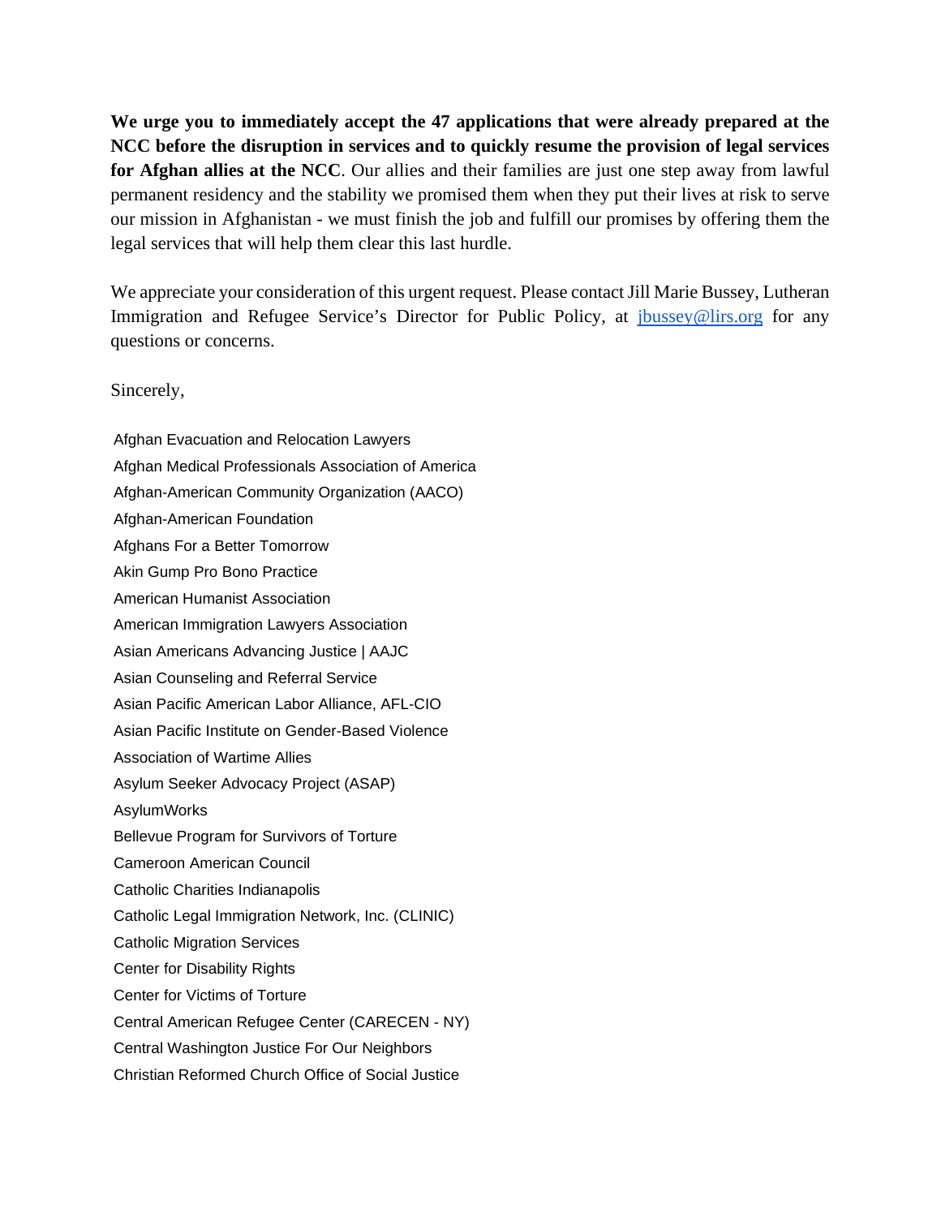**We urge you to immediately accept the 47 applications that were already prepared at the NCC before the disruption in services and to quickly resume the provision of legal services for Afghan allies at the NCC**. Our allies and their families are just one step away from lawful permanent residency and the stability we promised them when they put their lives at risk to serve our mission in Afghanistan - we must finish the job and fulfill our promises by offering them the legal services that will help them clear this last hurdle.

We appreciate your consideration of this urgent request. Please contact Jill Marie Bussey, Lutheran Immigration and Refugee Service's Director for Public Policy, at jbussey@lirs.org for any questions or concerns.

Sincerely,

Afghan Evacuation and Relocation Lawyers
Afghan Medical Professionals Association of America
Afghan-American Community Organization (AACO)
Afghan-American Foundation
Afghans For a Better Tomorrow
Akin Gump Pro Bono Practice
American Humanist Association
American Immigration Lawyers Association
Asian Americans Advancing Justice | AAJC
Asian Counseling and Referral Service
Asian Pacific American Labor Alliance, AFL-CIO
Asian Pacific Institute on Gender-Based Violence
Association of Wartime Allies
Asylum Seeker Advocacy Project (ASAP)
AsylumWorks
Bellevue Program for Survivors of Torture
Cameroon American Council
Catholic Charities Indianapolis
Catholic Legal Immigration Network, Inc. (CLINIC)
Catholic Migration Services
Center for Disability Rights
Center for Victims of Torture
Central American Refugee Center (CARECEN - NY)
Central Washington Justice For Our Neighbors
Christian Reformed Church Office of Social Justice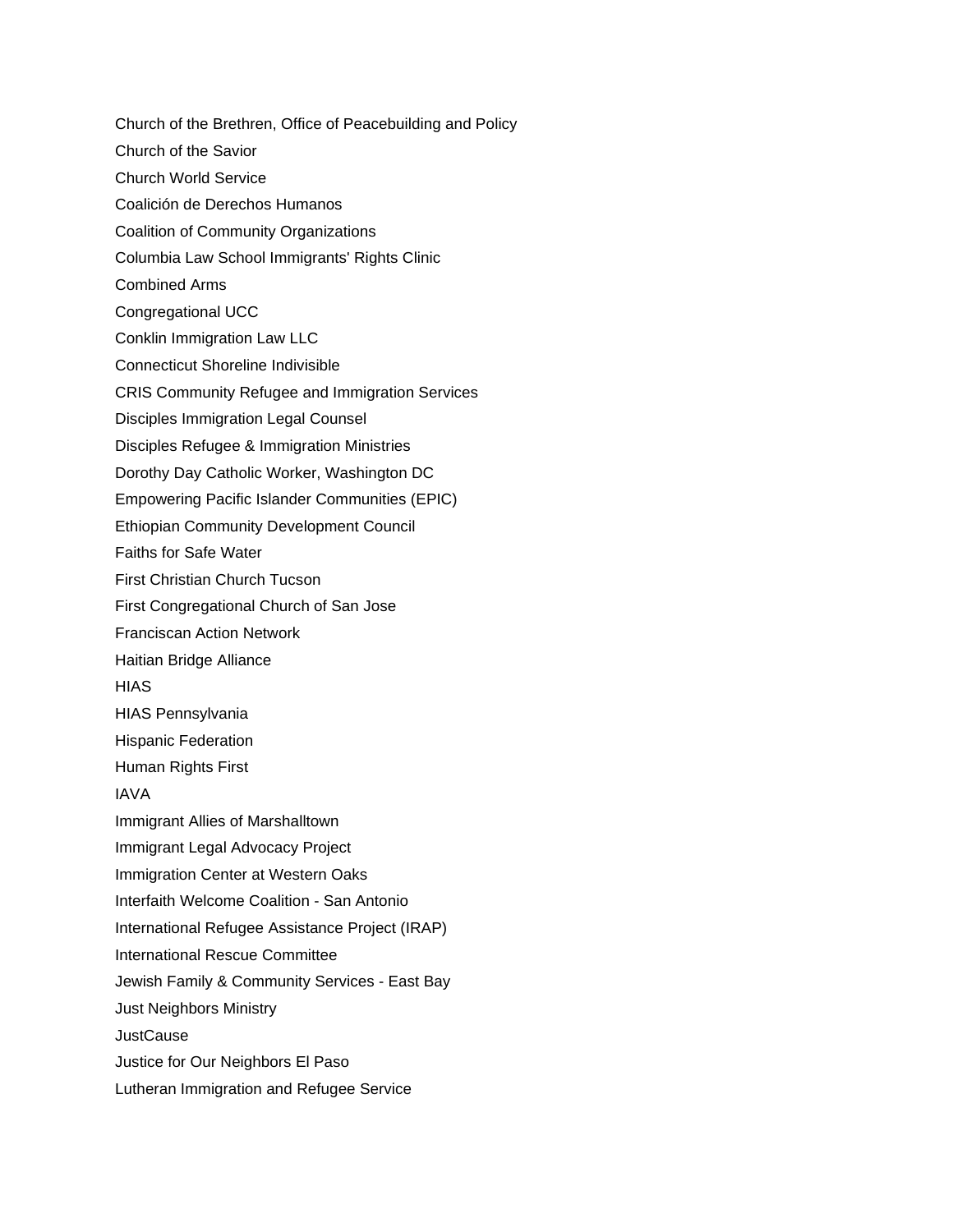Church of the Brethren, Office of Peacebuilding and Policy

Church of the Savior

Church World Service

Coalición de Derechos Humanos

Coalition of Community Organizations

Columbia Law School Immigrants' Rights Clinic

Combined Arms

Congregational UCC

Conklin Immigration Law LLC

Connecticut Shoreline Indivisible

CRIS Community Refugee and Immigration Services

Disciples Immigration Legal Counsel

Disciples Refugee & Immigration Ministries

Dorothy Day Catholic Worker, Washington DC

Empowering Pacific Islander Communities (EPIC)

Ethiopian Community Development Council

Faiths for Safe Water

First Christian Church Tucson

First Congregational Church of San Jose

Franciscan Action Network

Haitian Bridge Alliance

HIAS

HIAS Pennsylvania

Hispanic Federation

Human Rights First

IAVA

Immigrant Allies of Marshalltown

Immigrant Legal Advocacy Project

Immigration Center at Western Oaks

Interfaith Welcome Coalition - San Antonio

International Refugee Assistance Project (IRAP)

International Rescue Committee

Jewish Family & Community Services - East Bay

Just Neighbors Ministry

JustCause

Justice for Our Neighbors El Paso

Lutheran Immigration and Refugee Service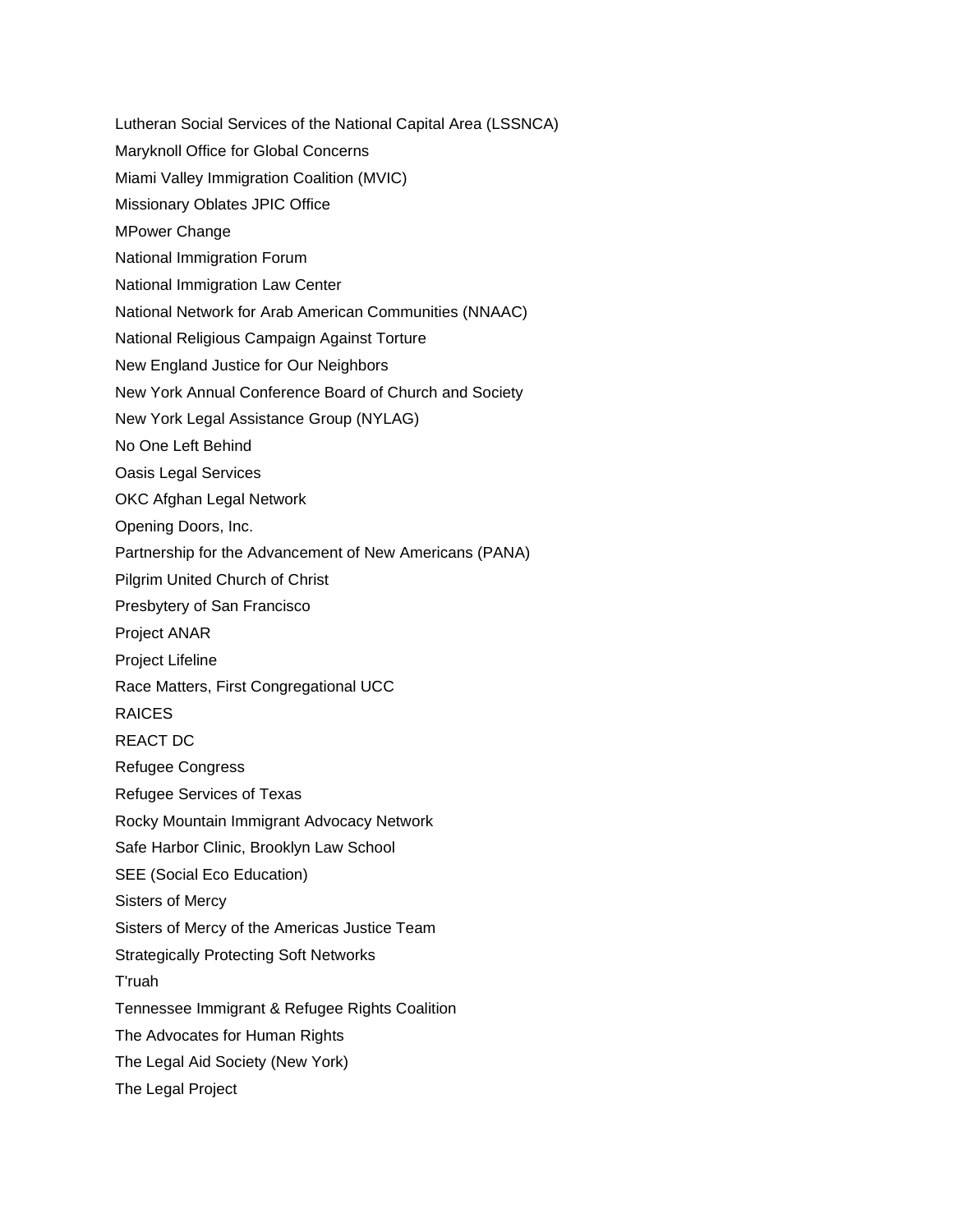Lutheran Social Services of the National Capital Area (LSSNCA)

Maryknoll Office for Global Concerns

Miami Valley Immigration Coalition (MVIC)

Missionary Oblates JPIC Office

MPower Change

National Immigration Forum

National Immigration Law Center

National Network for Arab American Communities (NNAAC)

National Religious Campaign Against Torture

New England Justice for Our Neighbors

New York Annual Conference Board of Church and Society

New York Legal Assistance Group (NYLAG)

No One Left Behind

Oasis Legal Services

OKC Afghan Legal Network

Opening Doors, Inc.

Partnership for the Advancement of New Americans (PANA)

Pilgrim United Church of Christ

Presbytery of San Francisco

Project ANAR

Project Lifeline

Race Matters, First Congregational UCC

RAICES

REACT DC

Refugee Congress

Refugee Services of Texas

Rocky Mountain Immigrant Advocacy Network

Safe Harbor Clinic, Brooklyn Law School

SEE (Social Eco Education)

Sisters of Mercy

Sisters of Mercy of the Americas Justice Team

Strategically Protecting Soft Networks

T'ruah

Tennessee Immigrant & Refugee Rights Coalition

The Advocates for Human Rights

The Legal Aid Society (New York)

The Legal Project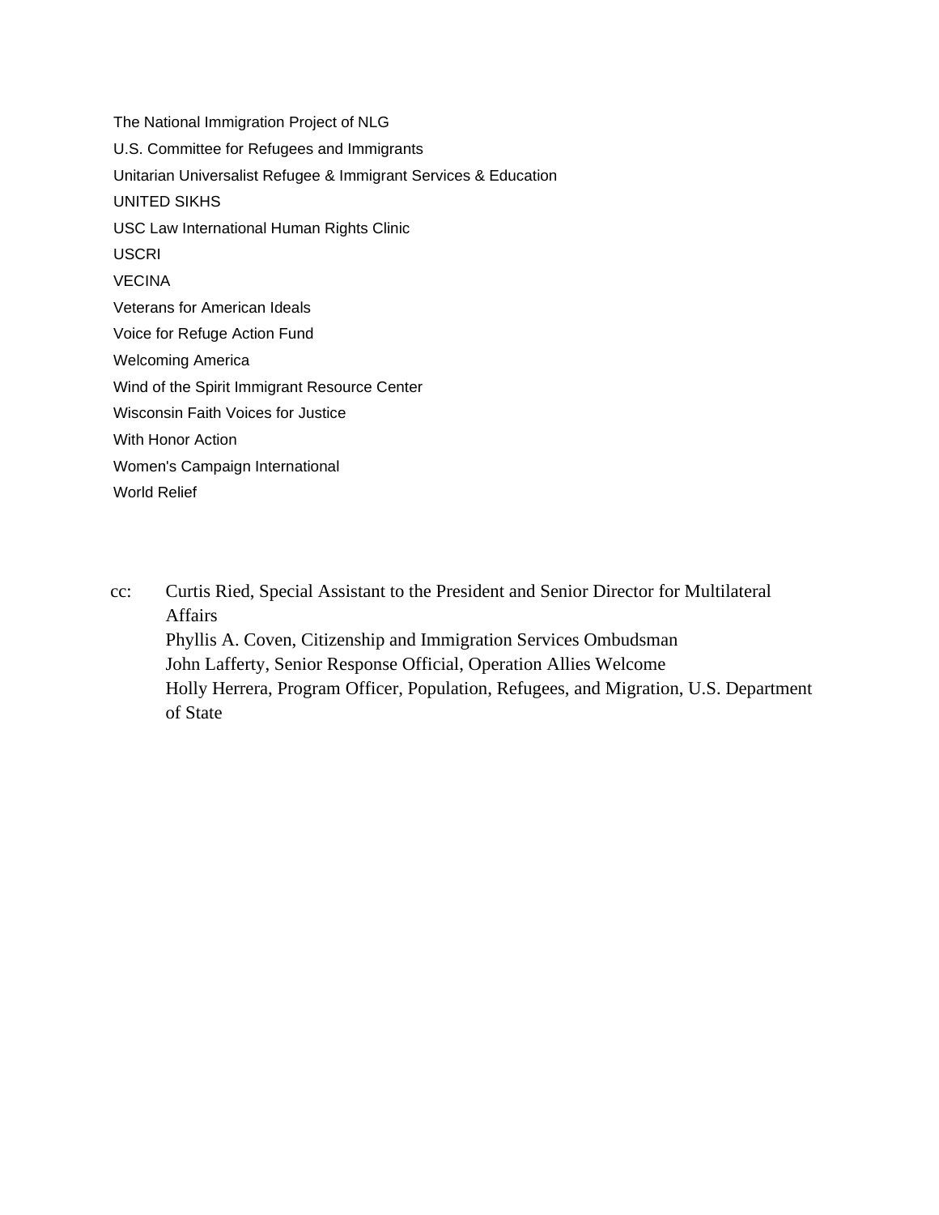The National Immigration Project of NLG

U.S. Committee for Refugees and Immigrants

Unitarian Universalist Refugee & Immigrant Services & Education

UNITED SIKHS

USC Law International Human Rights Clinic

USCRI

VECINA

Veterans for American Ideals

Voice for Refuge Action Fund

Welcoming America

Wind of the Spirit Immigrant Resource Center

Wisconsin Faith Voices for Justice

With Honor Action

Women's Campaign International

World Relief

cc: Curtis Ried, Special Assistant to the President and Senior Director for Multilateral Affairs
Phyllis A. Coven, Citizenship and Immigration Services Ombudsman
John Lafferty, Senior Response Official, Operation Allies Welcome
Holly Herrera, Program Officer, Population, Refugees, and Migration, U.S. Department of State